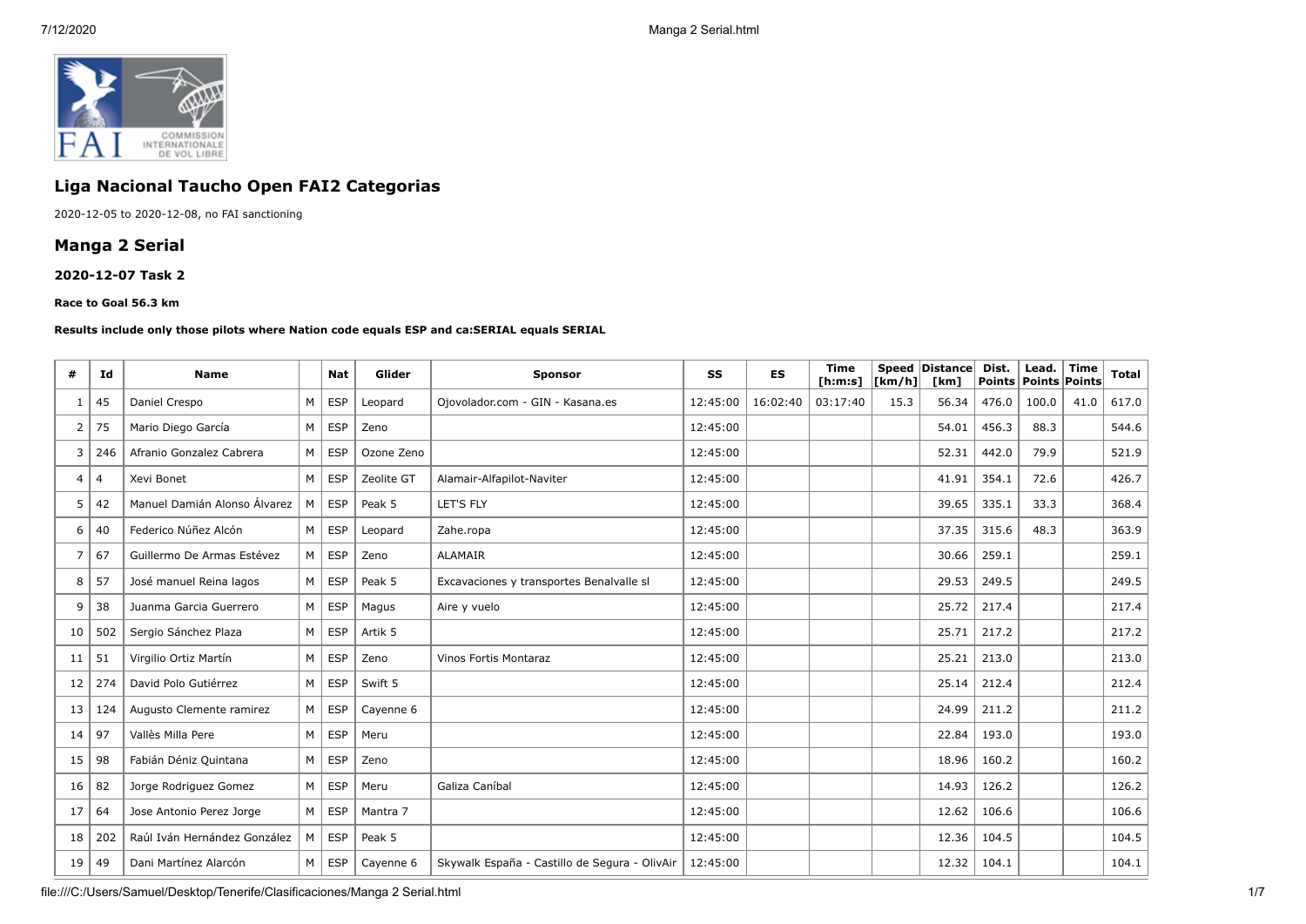## Liga Nacional Taucho Open FAI2 Categorias

2020-12-05 to 2020-12-08, no FAI sanctioning

## Manga 2 Serial

### 2020-12-07 Task 2

#### Race to Goal 56.3 km

**Results include only those pilots where Nation code equals ESP and ca:SERIAL equals SERIAL**

| # | Id | Name | | Nat | Glider | Sponsor | SS | ES | Time [h:m:s] | Speed [km/h] | Distance [km] | Dist. Points | Lead. Points | Time Points | Total |
|---|---|---|---|---|---|---|---|---|---|---|---|---|---|---|---|
| 1 | 45 | Daniel Crespo | M | ESP | Leopard | Ojovolador.com - GIN - Kasana.es | 12:45:00 | 16:02:40 | 03:17:40 | 15.3 | 56.34 | 476.0 | 100.0 | 41.0 | 617.0 |
| 2 | 75 | Mario Diego García | M | ESP | Zeno | | 12:45:00 | | | | 54.01 | 456.3 | 88.3 | | 544.6 |
| 3 | 246 | Afranio Gonzalez Cabrera | M | ESP | Ozone Zeno | | 12:45:00 | | | | 52.31 | 442.0 | 79.9 | | 521.9 |
| 4 | 4 | Xevi Bonet | M | ESP | Zeolite GT | Alamair-Alfapilot-Naviter | 12:45:00 | | | | 41.91 | 354.1 | 72.6 | | 426.7 |
| 5 | 42 | Manuel Damián Alonso Álvarez | M | ESP | Peak 5 | LET'S FLY | 12:45:00 | | | | 39.65 | 335.1 | 33.3 | | 368.4 |
| 6 | 40 | Federico Núñez Alcón | M | ESP | Leopard | Zahe.ropa | 12:45:00 | | | | 37.35 | 315.6 | 48.3 | | 363.9 |
| 7 | 67 | Guillermo De Armas Estévez | M | ESP | Zeno | ALAMAIR | 12:45:00 | | | | 30.66 | 259.1 | | | 259.1 |
| 8 | 57 | José manuel Reina lagos | M | ESP | Peak 5 | Excavaciones y transportes Benalvalle sl | 12:45:00 | | | | 29.53 | 249.5 | | | 249.5 |
| 9 | 38 | Juanma Garcia Guerrero | M | ESP | Magus | Aire y vuelo | 12:45:00 | | | | 25.72 | 217.4 | | | 217.4 |
| 10 | 502 | Sergio Sánchez Plaza | M | ESP | Artik 5 | | 12:45:00 | | | | 25.71 | 217.2 | | | 217.2 |
| 11 | 51 | Virgilio Ortiz Martín | M | ESP | Zeno | Vinos Fortis Montaraz | 12:45:00 | | | | 25.21 | 213.0 | | | 213.0 |
| 12 | 274 | David Polo Gutiérrez | M | ESP | Swift 5 | | 12:45:00 | | | | 25.14 | 212.4 | | | 212.4 |
| 13 | 124 | Augusto Clemente ramirez | M | ESP | Cayenne 6 | | 12:45:00 | | | | 24.99 | 211.2 | | | 211.2 |
| 14 | 97 | Vallès Milla Pere | M | ESP | Meru | | 12:45:00 | | | | 22.84 | 193.0 | | | 193.0 |
| 15 | 98 | Fabián Déniz Quintana | M | ESP | Zeno | | 12:45:00 | | | | 18.96 | 160.2 | | | 160.2 |
| 16 | 82 | Jorge Rodriguez Gomez | M | ESP | Meru | Galiza Caníbal | 12:45:00 | | | | 14.93 | 126.2 | | | 126.2 |
| 17 | 64 | Jose Antonio Perez Jorge | M | ESP | Mantra 7 | | 12:45:00 | | | | 12.62 | 106.6 | | | 106.6 |
| 18 | 202 | Raúl Iván Hernández González | M | ESP | Peak 5 | | 12:45:00 | | | | 12.36 | 104.5 | | | 104.5 |
| 19 | 49 | Dani Martínez Alarcón | M | ESP | Cayenne 6 | Skywalk España - Castillo de Segura - OlivAir | 12:45:00 | | | | 12.32 | 104.1 | | | 104.1 |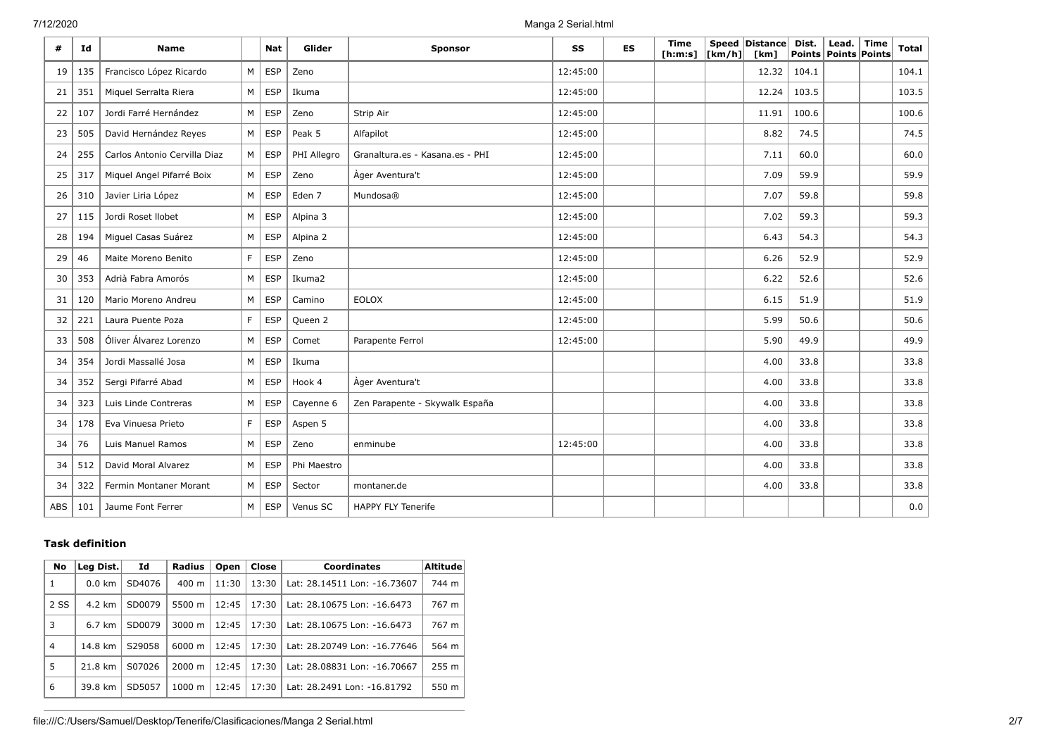| # | Id | Name | | Nat | Glider | Sponsor | SS | ES | Time [h:m:s] | Speed [km/h] | Distance [km] | Dist. Points | Lead. Points | Time Points | Total |
|---|---|---|---|---|---|---|---|---|---|---|---|---|---|---|---|
| 19 | 135 | Francisco López Ricardo | M | ESP | Zeno | | 12:45:00 | | | | 12.32 | 104.1 | | | 104.1 |
| 21 | 351 | Miquel Serralta Riera | M | ESP | Ikuma | | 12:45:00 | | | | 12.24 | 103.5 | | | 103.5 |
| 22 | 107 | Jordi Farré Hernández | M | ESP | Zeno | Strip Air | 12:45:00 | | | | 11.91 | 100.6 | | | 100.6 |
| 23 | 505 | David Hernández Reyes | M | ESP | Peak 5 | Alfapilot | 12:45:00 | | | | 8.82 | 74.5 | | | 74.5 |
| 24 | 255 | Carlos Antonio Cervilla Diaz | M | ESP | PHI Allegro | Granaltura.es - Kasana.es - PHI | 12:45:00 | | | | 7.11 | 60.0 | | | 60.0 |
| 25 | 317 | Miquel Angel Pifarré Boix | M | ESP | Zeno | Àger Aventura't | 12:45:00 | | | | 7.09 | 59.9 | | | 59.9 |
| 26 | 310 | Javier Liria López | M | ESP | Eden 7 | Mundosa® | 12:45:00 | | | | 7.07 | 59.8 | | | 59.8 |
| 27 | 115 | Jordi Roset llobet | M | ESP | Alpina 3 | | 12:45:00 | | | | 7.02 | 59.3 | | | 59.3 |
| 28 | 194 | Miguel Casas Suárez | M | ESP | Alpina 2 | | 12:45:00 | | | | 6.43 | 54.3 | | | 54.3 |
| 29 | 46 | Maite Moreno Benito | F | ESP | Zeno | | 12:45:00 | | | | 6.26 | 52.9 | | | 52.9 |
| 30 | 353 | Adrià Fabra Amorós | M | ESP | Ikuma2 | | 12:45:00 | | | | 6.22 | 52.6 | | | 52.6 |
| 31 | 120 | Mario Moreno Andreu | M | ESP | Camino | EOLOX | 12:45:00 | | | | 6.15 | 51.9 | | | 51.9 |
| 32 | 221 | Laura Puente Poza | F | ESP | Queen 2 | | 12:45:00 | | | | 5.99 | 50.6 | | | 50.6 |
| 33 | 508 | Óliver Álvarez Lorenzo | M | ESP | Comet | Parapente Ferrol | 12:45:00 | | | | 5.90 | 49.9 | | | 49.9 |
| 34 | 354 | Jordi Massallé Josa | M | ESP | Ikuma | | | | | | 4.00 | 33.8 | | | 33.8 |
| 34 | 352 | Sergi Pifarré Abad | M | ESP | Hook 4 | Àger Aventura't | | | | | 4.00 | 33.8 | | | 33.8 |
| 34 | 323 | Luis Linde Contreras | M | ESP | Cayenne 6 | Zen Parapente - Skywalk España | | | | | 4.00 | 33.8 | | | 33.8 |
| 34 | 178 | Eva Vinuesa Prieto | F | ESP | Aspen 5 | | | | | | 4.00 | 33.8 | | | 33.8 |
| 34 | 76 | Luis Manuel Ramos | M | ESP | Zeno | enminube | 12:45:00 | | | | 4.00 | 33.8 | | | 33.8 |
| 34 | 512 | David Moral Alvarez | M | ESP | Phi Maestro | | | | | | 4.00 | 33.8 | | | 33.8 |
| 34 | 322 | Fermin Montaner Morant | M | ESP | Sector | montaner.de | | | | | 4.00 | 33.8 | | | 33.8 |
| ABS | 101 | Jaume Font Ferrer | M | ESP | Venus SC | HAPPY FLY Tenerife | | | | | | | | | 0.0 |

### Task definition

| No | Leg Dist. | Id | Radius | Open | Close | Coordinates | Altitude |
|---|---|---|---|---|---|---|---|
| 1 | 0.0 km | SD4076 | 400 m | 11:30 | 13:30 | Lat: 28.14511 Lon: -16.73607 | 744 m |
| 2 SS | 4.2 km | SD0079 | 5500 m | 12:45 | 17:30 | Lat: 28.10675 Lon: -16.6473 | 767 m |
| 3 | 6.7 km | SD0079 | 3000 m | 12:45 | 17:30 | Lat: 28.10675 Lon: -16.6473 | 767 m |
| 4 | 14.8 km | S29058 | 6000 m | 12:45 | 17:30 | Lat: 28.20749 Lon: -16.77646 | 564 m |
| 5 | 21.8 km | S07026 | 2000 m | 12:45 | 17:30 | Lat: 28.08831 Lon: -16.70667 | 255 m |
| 6 | 39.8 km | SD5057 | 1000 m | 12:45 | 17:30 | Lat: 28.2491 Lon: -16.81792 | 550 m |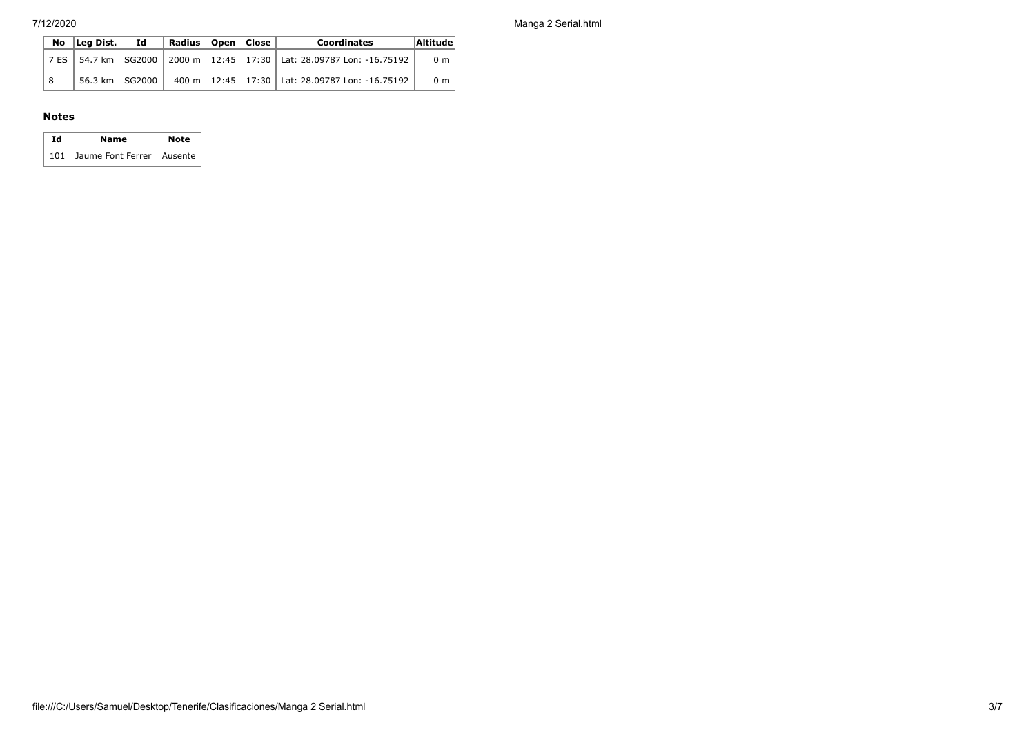| No | Leg Dist. | Id | Radius | Open | Close | Coordinates | Altitude |
|---|---|---|---|---|---|---|---|
| 7 ES | 54.7 km | SG2000 | 2000 m | 12:45 | 17:30 | Lat: 28.09787 Lon: -16.75192 | 0 m |
| 8 | 56.3 km | SG2000 | 400 m | 12:45 | 17:30 | Lat: 28.09787 Lon: -16.75192 | 0 m |

### Notes

| Id | Name | Note |
|---|---|---|
| 101 | Jaume Font Ferrer | Ausente |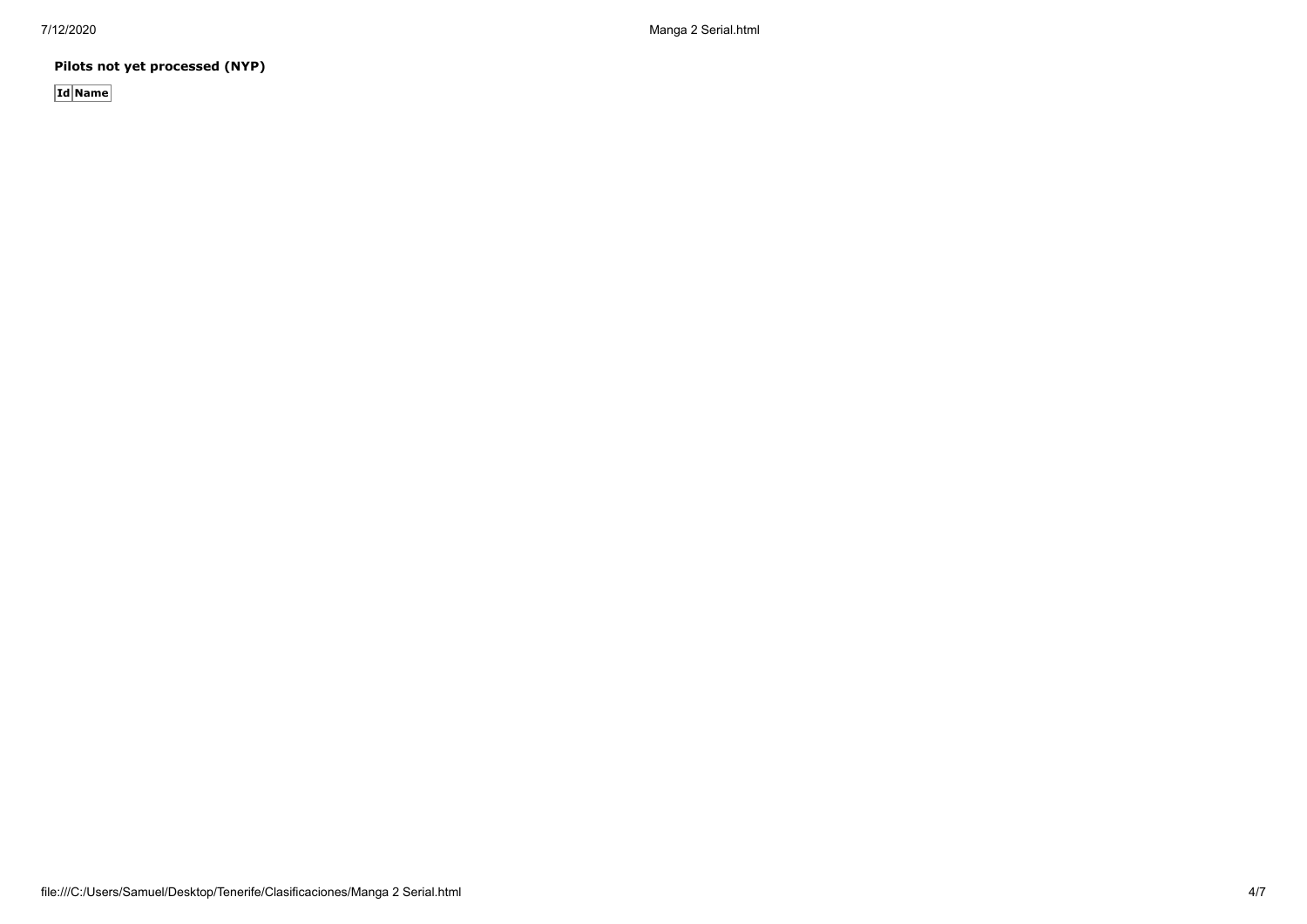**Pilots not yet processed (NYP)**

| Id | Name |
|---|---|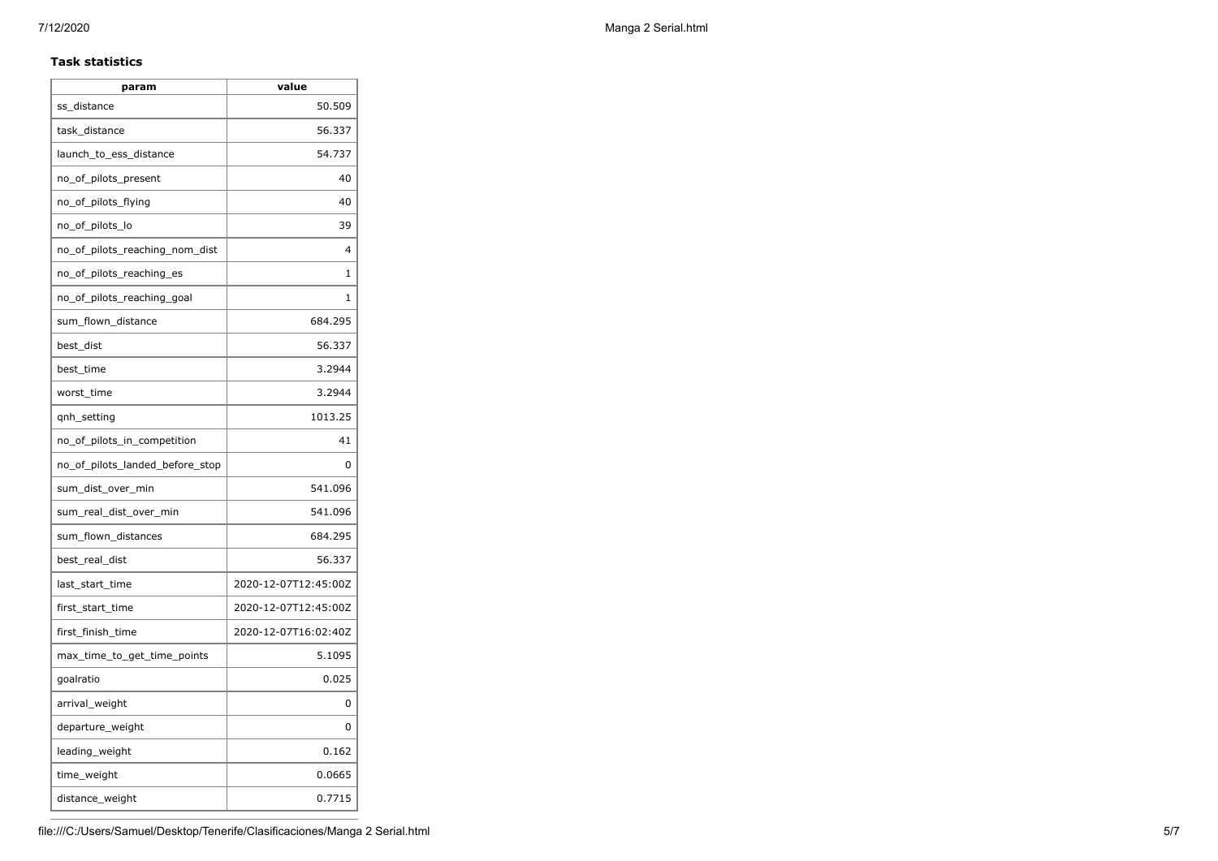### Task statistics

| param | value |
|---|---|
| ss_distance | 50.509 |
| task_distance | 56.337 |
| launch_to_ess_distance | 54.737 |
| no_of_pilots_present | 40 |
| no_of_pilots_flying | 40 |
| no_of_pilots_lo | 39 |
| no_of_pilots_reaching_nom_dist | 4 |
| no_of_pilots_reaching_es | 1 |
| no_of_pilots_reaching_goal | 1 |
| sum_flown_distance | 684.295 |
| best_dist | 56.337 |
| best_time | 3.2944 |
| worst_time | 3.2944 |
| qnh_setting | 1013.25 |
| no_of_pilots_in_competition | 41 |
| no_of_pilots_landed_before_stop | 0 |
| sum_dist_over_min | 541.096 |
| sum_real_dist_over_min | 541.096 |
| sum_flown_distances | 684.295 |
| best_real_dist | 56.337 |
| last_start_time | 2020-12-07T12:45:00Z |
| first_start_time | 2020-12-07T12:45:00Z |
| first_finish_time | 2020-12-07T16:02:40Z |
| max_time_to_get_time_points | 5.1095 |
| goalratio | 0.025 |
| arrival_weight | 0 |
| departure_weight | 0 |
| leading_weight | 0.162 |
| time_weight | 0.0665 |
| distance_weight | 0.7715 |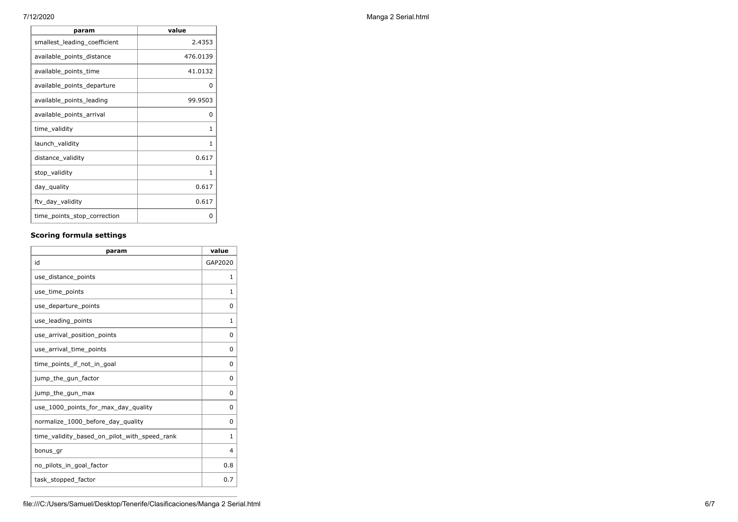| param | value |
| --- | --- |
| smallest_leading_coefficient | 2.4353 |
| available_points_distance | 476.0139 |
| available_points_time | 41.0132 |
| available_points_departure | 0 |
| available_points_leading | 99.9503 |
| available_points_arrival | 0 |
| time_validity | 1 |
| launch_validity | 1 |
| distance_validity | 0.617 |
| stop_validity | 1 |
| day_quality | 0.617 |
| ftv_day_validity | 0.617 |
| time_points_stop_correction | 0 |

### Scoring formula settings

| param | value |
| --- | --- |
| id | GAP2020 |
| use_distance_points | 1 |
| use_time_points | 1 |
| use_departure_points | 0 |
| use_leading_points | 1 |
| use_arrival_position_points | 0 |
| use_arrival_time_points | 0 |
| time_points_if_not_in_goal | 0 |
| jump_the_gun_factor | 0 |
| jump_the_gun_max | 0 |
| use_1000_points_for_max_day_quality | 0 |
| normalize_1000_before_day_quality | 0 |
| time_validity_based_on_pilot_with_speed_rank | 1 |
| bonus_gr | 4 |
| no_pilots_in_goal_factor | 0.8 |
| task_stopped_factor | 0.7 |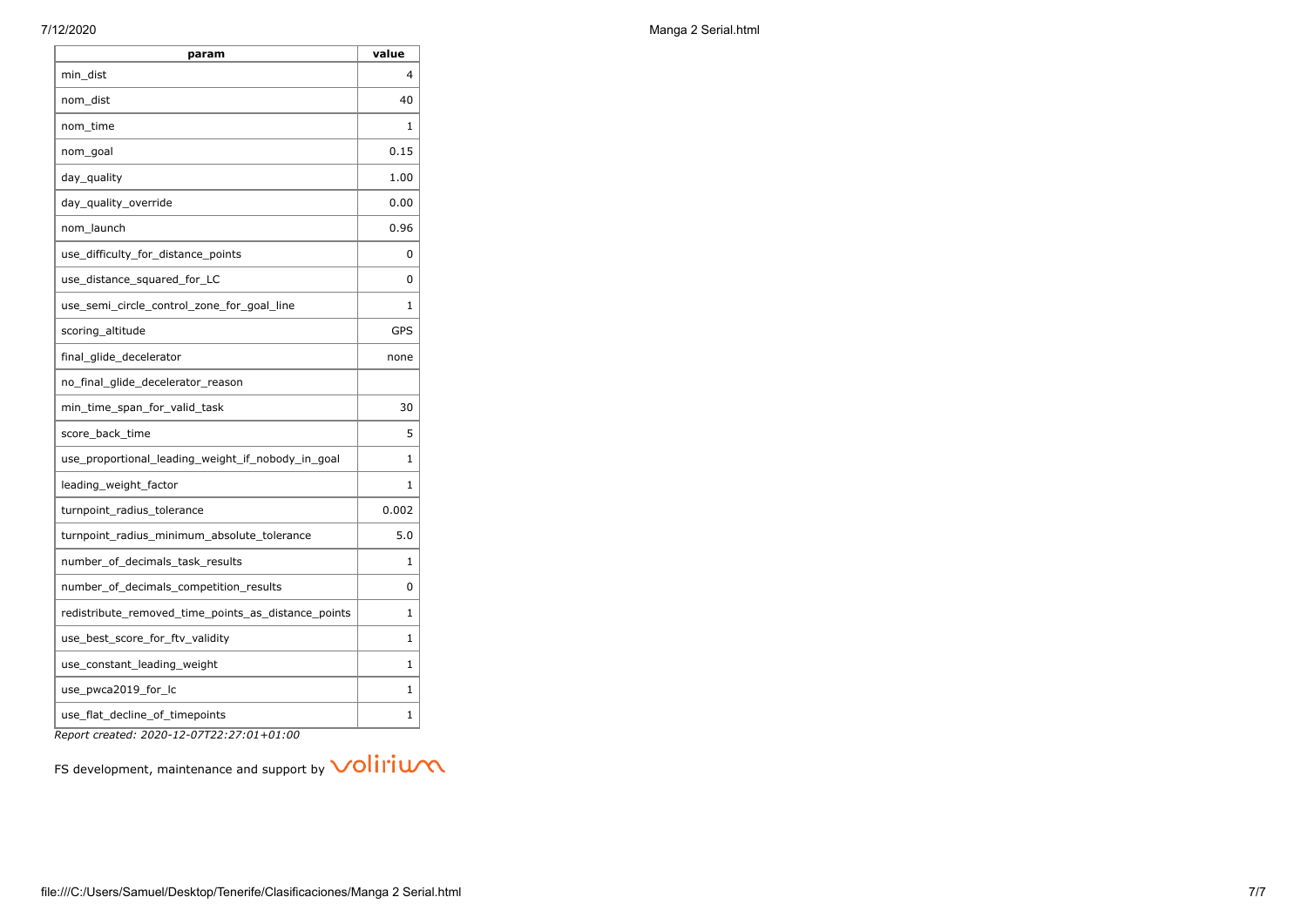| param | value |
|---|---|
| min_dist | 4 |
| nom_dist | 40 |
| nom_time | 1 |
| nom_goal | 0.15 |
| day_quality | 1.00 |
| day_quality_override | 0.00 |
| nom_launch | 0.96 |
| use_difficulty_for_distance_points | 0 |
| use_distance_squared_for_LC | 0 |
| use_semi_circle_control_zone_for_goal_line | 1 |
| scoring_altitude | GPS |
| final_glide_decelerator | none |
| no_final_glide_decelerator_reason | |
| min_time_span_for_valid_task | 30 |
| score_back_time | 5 |
| use_proportional_leading_weight_if_nobody_in_goal | 1 |
| leading_weight_factor | 1 |
| turnpoint_radius_tolerance | 0.002 |
| turnpoint_radius_minimum_absolute_tolerance | 5.0 |
| number_of_decimals_task_results | 1 |
| number_of_decimals_competition_results | 0 |
| redistribute_removed_time_points_as_distance_points | 1 |
| use_best_score_for_ftv_validity | 1 |
| use_constant_leading_weight | 1 |
| use_pwca2019_for_lc | 1 |
| use_flat_decline_of_timepoints | 1 |

*Report created: 2020-12-07T22:27:01+01:00*

FS development, maintenance and support by volirium